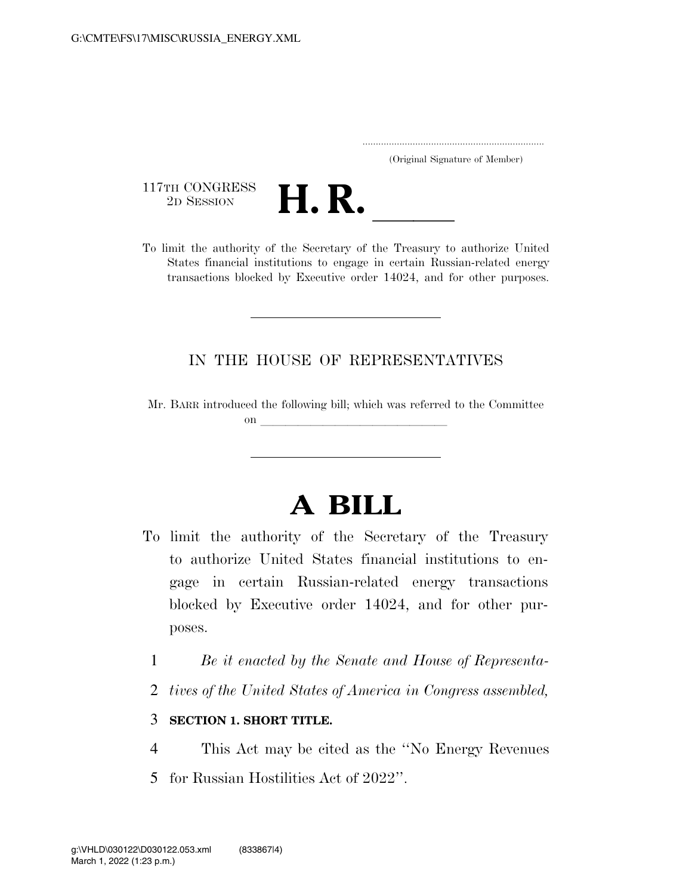(Original Signature of Member)

117TH CONGRESS
2D SESSION

# H. R. ____

To limit the authority of the Secretary of the Treasury to authorize United States financial institutions to engage in certain Russian-related energy transactions blocked by Executive order 14024, and for other purposes.

---

IN THE HOUSE OF REPRESENTATIVES

Mr. BARR introduced the following bill; which was referred to the Committee on ______________________________

---

# A BILL

To limit the authority of the Secretary of the Treasury to authorize United States financial institutions to engage in certain Russian-related energy transactions blocked by Executive order 14024, and for other purposes.

1 *Be it enacted by the Senate and House of Representa-*
2 *tives of the United States of America in Congress assembled,*

3 **SECTION 1. SHORT TITLE.**

4 This Act may be cited as the "No Energy Revenues
5 for Russian Hostilities Act of 2022".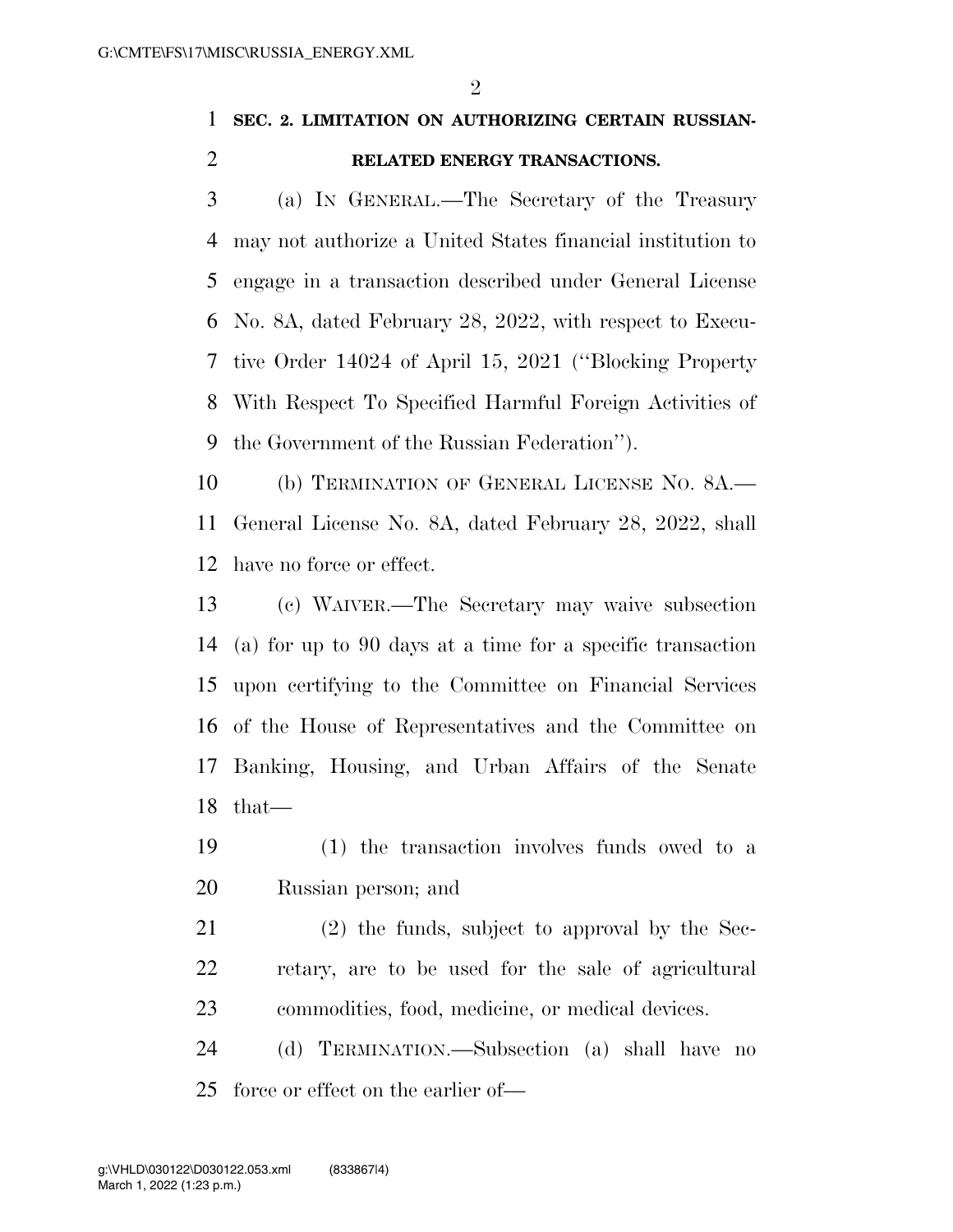## SEC. 2. LIMITATION ON AUTHORIZING CERTAIN RUSSIAN-RELATED ENERGY TRANSACTIONS.

(a) IN GENERAL.—The Secretary of the Treasury may not authorize a United States financial institution to engage in a transaction described under General License No. 8A, dated February 28, 2022, with respect to Executive Order 14024 of April 15, 2021 (''Blocking Property With Respect To Specified Harmful Foreign Activities of the Government of the Russian Federation'').

(b) TERMINATION OF GENERAL LICENSE NO. 8A.—General License No. 8A, dated February 28, 2022, shall have no force or effect.

(c) WAIVER.—The Secretary may waive subsection (a) for up to 90 days at a time for a specific transaction upon certifying to the Committee on Financial Services of the House of Representatives and the Committee on Banking, Housing, and Urban Affairs of the Senate that—

(1) the transaction involves funds owed to a Russian person; and

(2) the funds, subject to approval by the Secretary, are to be used for the sale of agricultural commodities, food, medicine, or medical devices.

(d) TERMINATION.—Subsection (a) shall have no force or effect on the earlier of—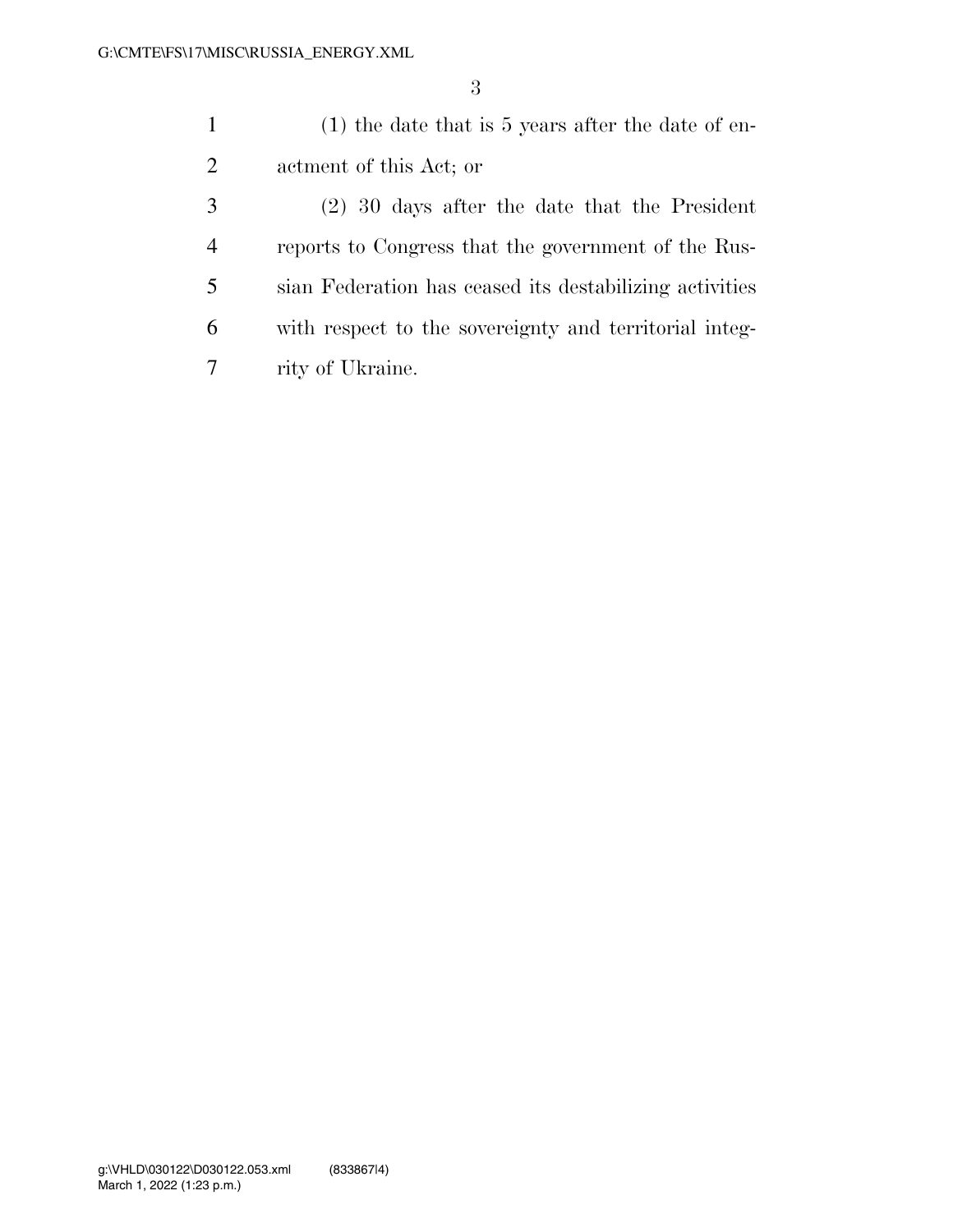(1) the date that is 5 years after the date of enactment of this Act; or

(2) 30 days after the date that the President reports to Congress that the government of the Russian Federation has ceased its destabilizing activities with respect to the sovereignty and territorial integrity of Ukraine.